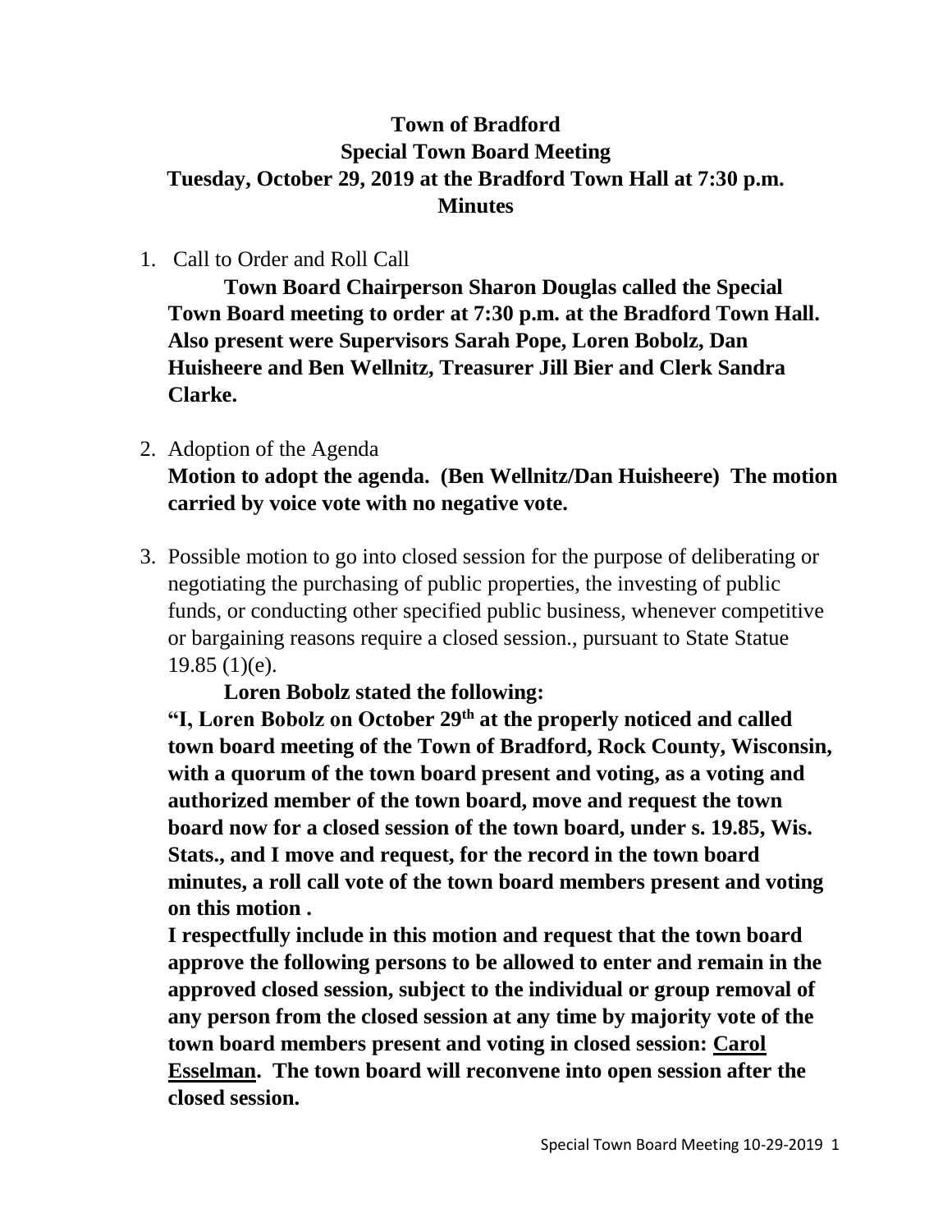# Town of Bradford
## Special Town Board Meeting
## Tuesday, October 29, 2019 at the Bradford Town Hall at 7:30 p.m.
## Minutes

1. Call to Order and Roll Call

   **Town Board Chairperson Sharon Douglas called the Special Town Board meeting to order at 7:30 p.m. at the Bradford Town Hall. Also present were Supervisors Sarah Pope, Loren Bobolz, Dan Huisheere and Ben Wellnitz, Treasurer Jill Bier and Clerk Sandra Clarke.**

2. Adoption of the Agenda

   **Motion to adopt the agenda. (Ben Wellnitz/Dan Huisheere) The motion carried by voice vote with no negative vote.**

3. Possible motion to go into closed session for the purpose of deliberating or negotiating the purchasing of public properties, the investing of public funds, or conducting other specified public business, whenever competitive or bargaining reasons require a closed session., pursuant to State Statue 19.85 (1)(e).

   **Loren Bobolz stated the following:**

   **"I, Loren Bobolz on October 29th at the properly noticed and called town board meeting of the Town of Bradford, Rock County, Wisconsin, with a quorum of the town board present and voting, as a voting and authorized member of the town board, move and request the town board now for a closed session of the town board, under s. 19.85, Wis. Stats., and I move and request, for the record in the town board minutes, a roll call vote of the town board members present and voting on this motion .**

   **I respectfully include in this motion and request that the town board approve the following persons to be allowed to enter and remain in the approved closed session, subject to the individual or group removal of any person from the closed session at any time by majority vote of the town board members present and voting in closed session: <u>Carol Esselman</u>. The town board will reconvene into open session after the closed session.**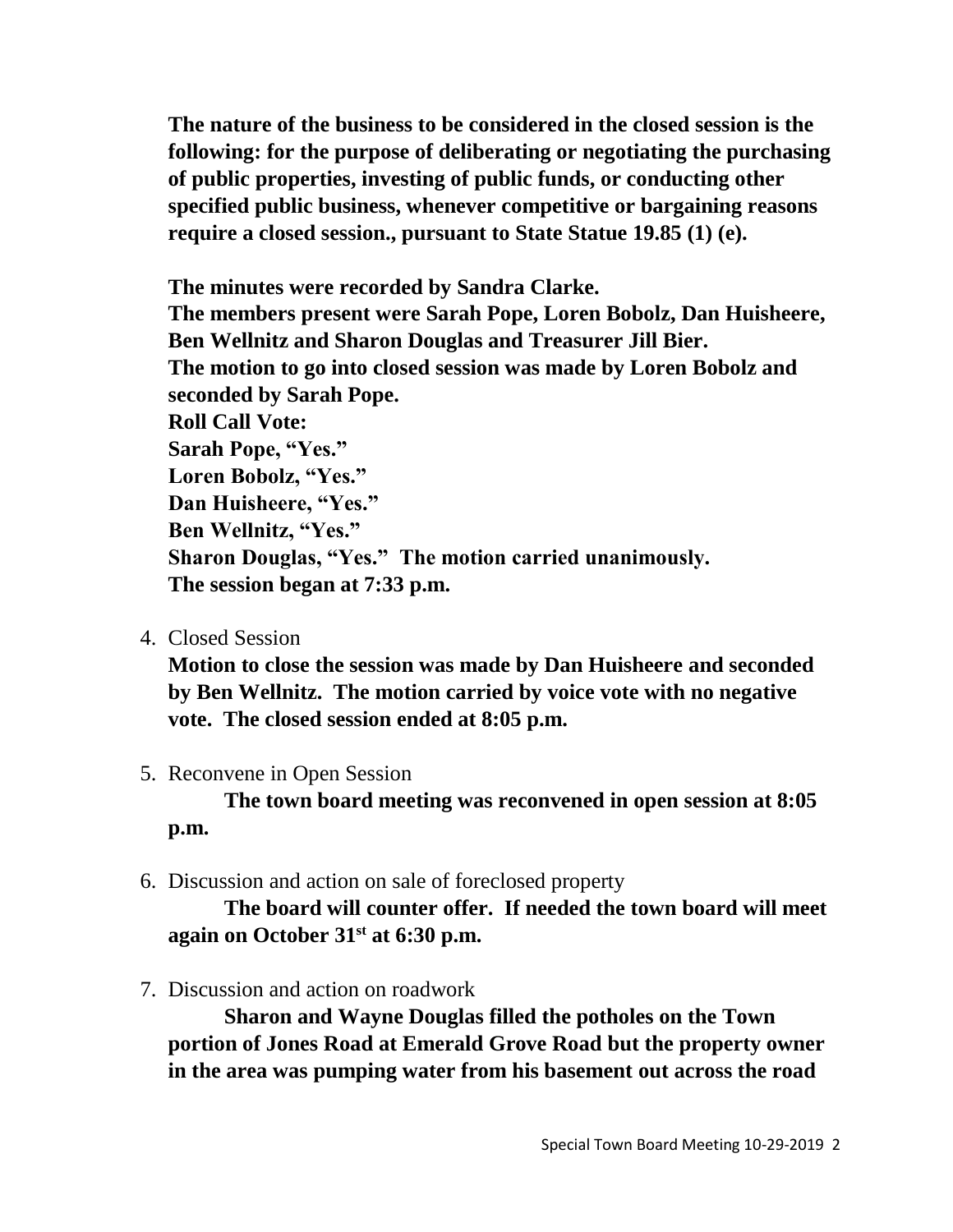**The nature of the business to be considered in the closed session is the following: for the purpose of deliberating or negotiating the purchasing of public properties, investing of public funds, or conducting other specified public business, whenever competitive or bargaining reasons require a closed session., pursuant to State Statue 19.85 (1) (e).**

**The minutes were recorded by Sandra Clarke.**
**The members present were Sarah Pope, Loren Bobolz, Dan Huisheere, Ben Wellnitz and Sharon Douglas and Treasurer Jill Bier.**
**The motion to go into closed session was made by Loren Bobolz and seconded by Sarah Pope.**
**Roll Call Vote:**
**Sarah Pope, "Yes."**
**Loren Bobolz, "Yes."**
**Dan Huisheere, "Yes."**
**Ben Wellnitz, "Yes."**
**Sharon Douglas, "Yes." The motion carried unanimously.**
**The session began at 7:33 p.m.**

4. Closed Session
   **Motion to close the session was made by Dan Huisheere and seconded by Ben Wellnitz. The motion carried by voice vote with no negative vote. The closed session ended at 8:05 p.m.**

5. Reconvene in Open Session
   **The town board meeting was reconvened in open session at 8:05 p.m.**

6. Discussion and action on sale of foreclosed property
   **The board will counter offer. If needed the town board will meet again on October 31st at 6:30 p.m.**

7. Discussion and action on roadwork
   **Sharon and Wayne Douglas filled the potholes on the Town portion of Jones Road at Emerald Grove Road but the property owner in the area was pumping water from his basement out across the road**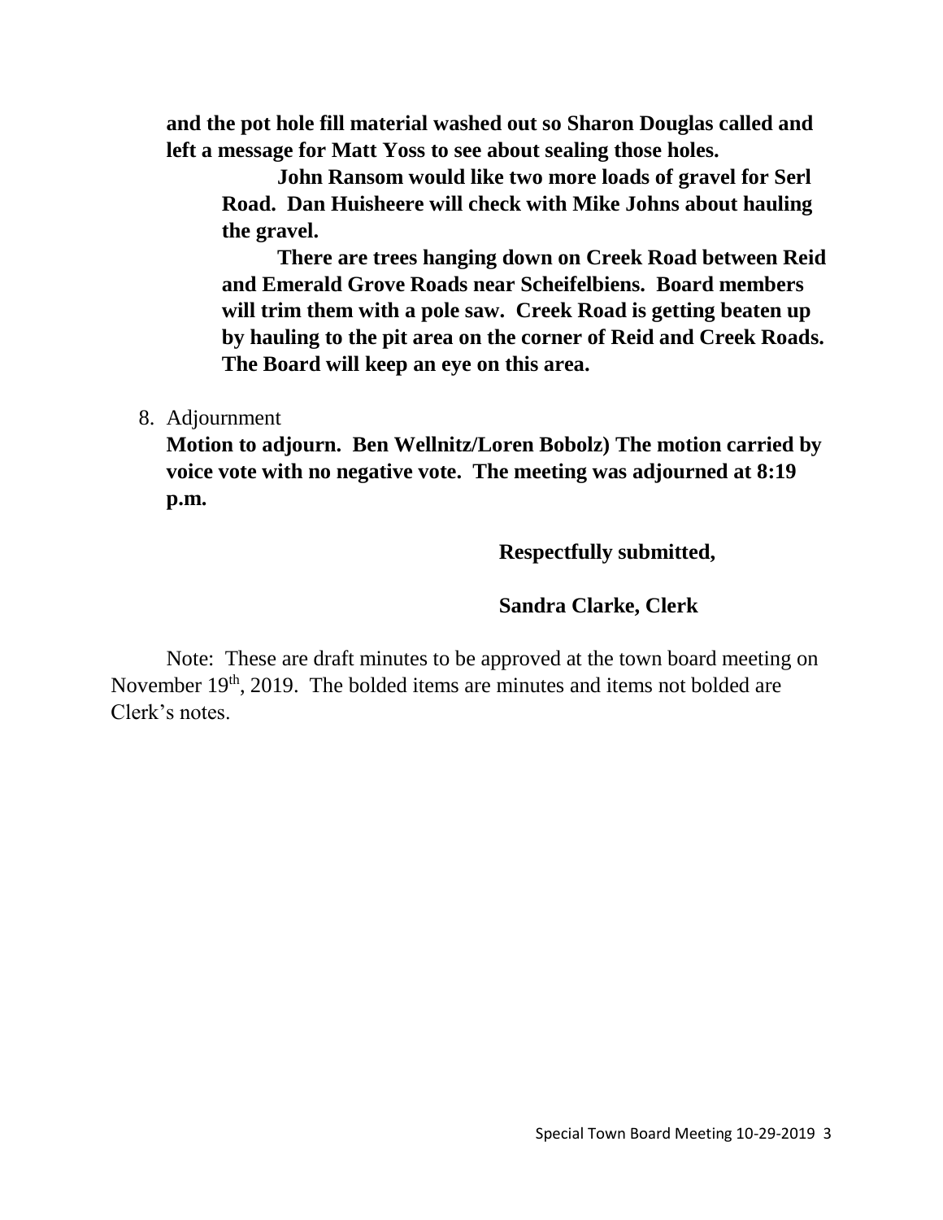**and the pot hole fill material washed out so Sharon Douglas called and left a message for Matt Yoss to see about sealing those holes.**

**John Ransom would like two more loads of gravel for Serl Road. Dan Huisheere will check with Mike Johns about hauling the gravel.**

**There are trees hanging down on Creek Road between Reid and Emerald Grove Roads near Scheifelbiens. Board members will trim them with a pole saw. Creek Road is getting beaten up by hauling to the pit area on the corner of Reid and Creek Roads. The Board will keep an eye on this area.**

8. Adjournment

   **Motion to adjourn. Ben Wellnitz/Loren Bobolz) The motion carried by voice vote with no negative vote. The meeting was adjourned at 8:19 p.m.**

**Respectfully submitted,**

**Sandra Clarke, Clerk**

Note: These are draft minutes to be approved at the town board meeting on November 19th, 2019. The bolded items are minutes and items not bolded are Clerk's notes.